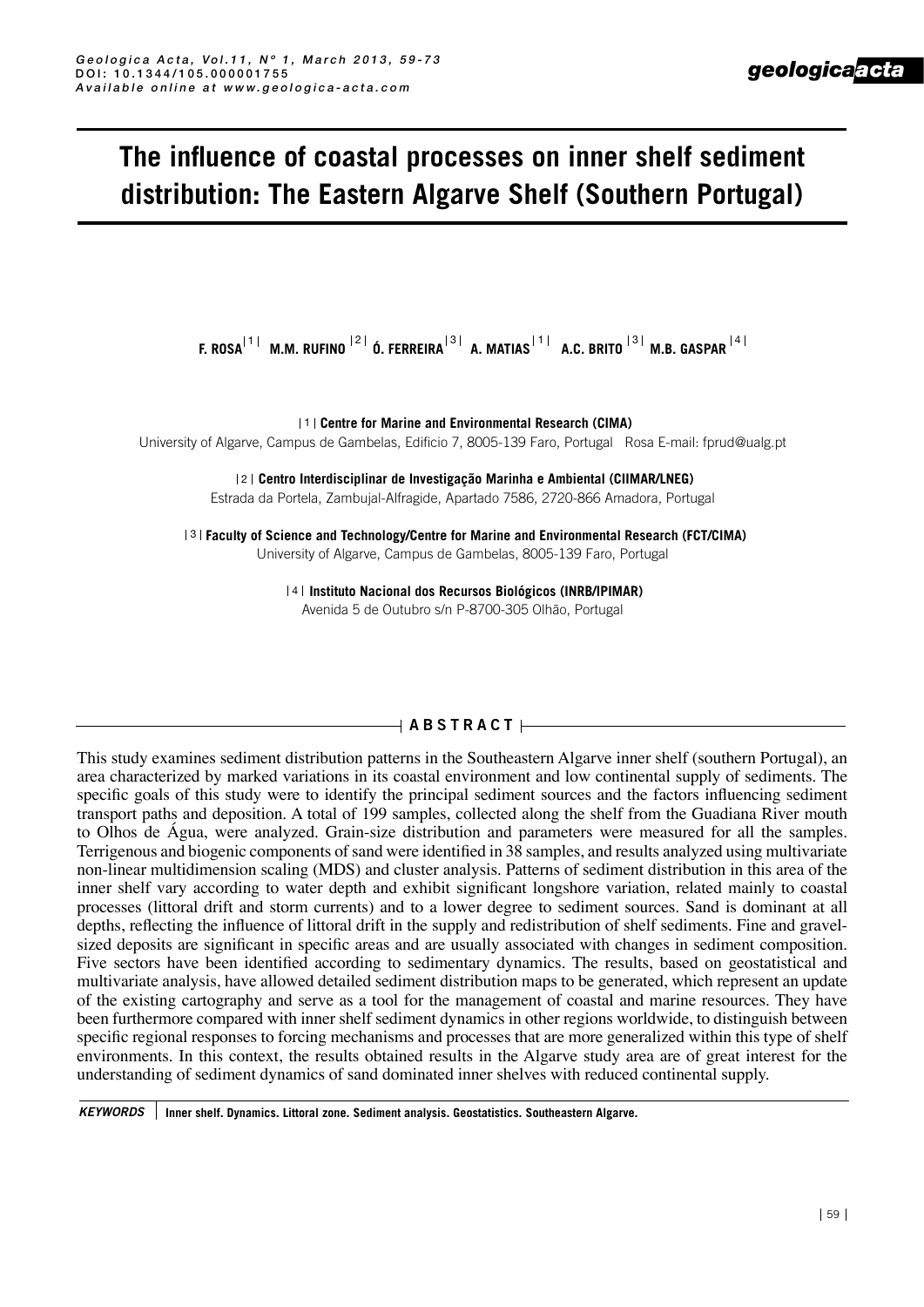# The influence of coastal processes on inner shelf sediment distribution: The Eastern Algarve Shelf (Southern Portugal)

**F. ROSA**[1] **M.M. RUFINO**[2] **Ó. FERREIRA**[3] **A. MATIAS**[1] **A.C. BRITO**[3] **M.B. GASPAR**[4]

[1] **Centre for Marine and Environmental Research (CIMA)**
University of Algarve, Campus de Gambelas, Edificio 7, 8005-139 Faro, Portugal Rosa E-mail: fprud@ualg.pt

[2] **Centro Interdisciplinar de Investigação Marinha e Ambiental (CIIMAR/LNEG)**
Estrada da Portela, Zambujal-Alfragide, Apartado 7586, 2720-866 Amadora, Portugal

[3] **Faculty of Science and Technology/Centre for Marine and Environmental Research (FCT/CIMA)**
University of Algarve, Campus de Gambelas, 8005-139 Faro, Portugal

[4] **Instituto Nacional dos Recursos Biológicos (INRB/IPIMAR)**
Avenida 5 de Outubro s/n P-8700-305 Olhão, Portugal

## ABSTRACT

This study examines sediment distribution patterns in the Southeastern Algarve inner shelf (southern Portugal), an area characterized by marked variations in its coastal environment and low continental supply of sediments. The specific goals of this study were to identify the principal sediment sources and the factors influencing sediment transport paths and deposition. A total of 199 samples, collected along the shelf from the Guadiana River mouth to Olhos de Água, were analyzed. Grain-size distribution and parameters were measured for all the samples. Terrigenous and biogenic components of sand were identified in 38 samples, and results analyzed using multivariate non-linear multidimension scaling (MDS) and cluster analysis. Patterns of sediment distribution in this area of the inner shelf vary according to water depth and exhibit significant longshore variation, related mainly to coastal processes (littoral drift and storm currents) and to a lower degree to sediment sources. Sand is dominant at all depths, reflecting the influence of littoral drift in the supply and redistribution of shelf sediments. Fine and gravel-sized deposits are significant in specific areas and are usually associated with changes in sediment composition. Five sectors have been identified according to sedimentary dynamics. The results, based on geostatistical and multivariate analysis, have allowed detailed sediment distribution maps to be generated, which represent an update of the existing cartography and serve as a tool for the management of coastal and marine resources. They have been furthermore compared with inner shelf sediment dynamics in other regions worldwide, to distinguish between specific regional responses to forcing mechanisms and processes that are more generalized within this type of shelf environments. In this context, the results obtained results in the Algarve study area are of great interest for the understanding of sediment dynamics of sand dominated inner shelves with reduced continental supply.

***KEYWORDS*** **Inner shelf. Dynamics. Littoral zone. Sediment analysis. Geostatistics. Southeastern Algarve.**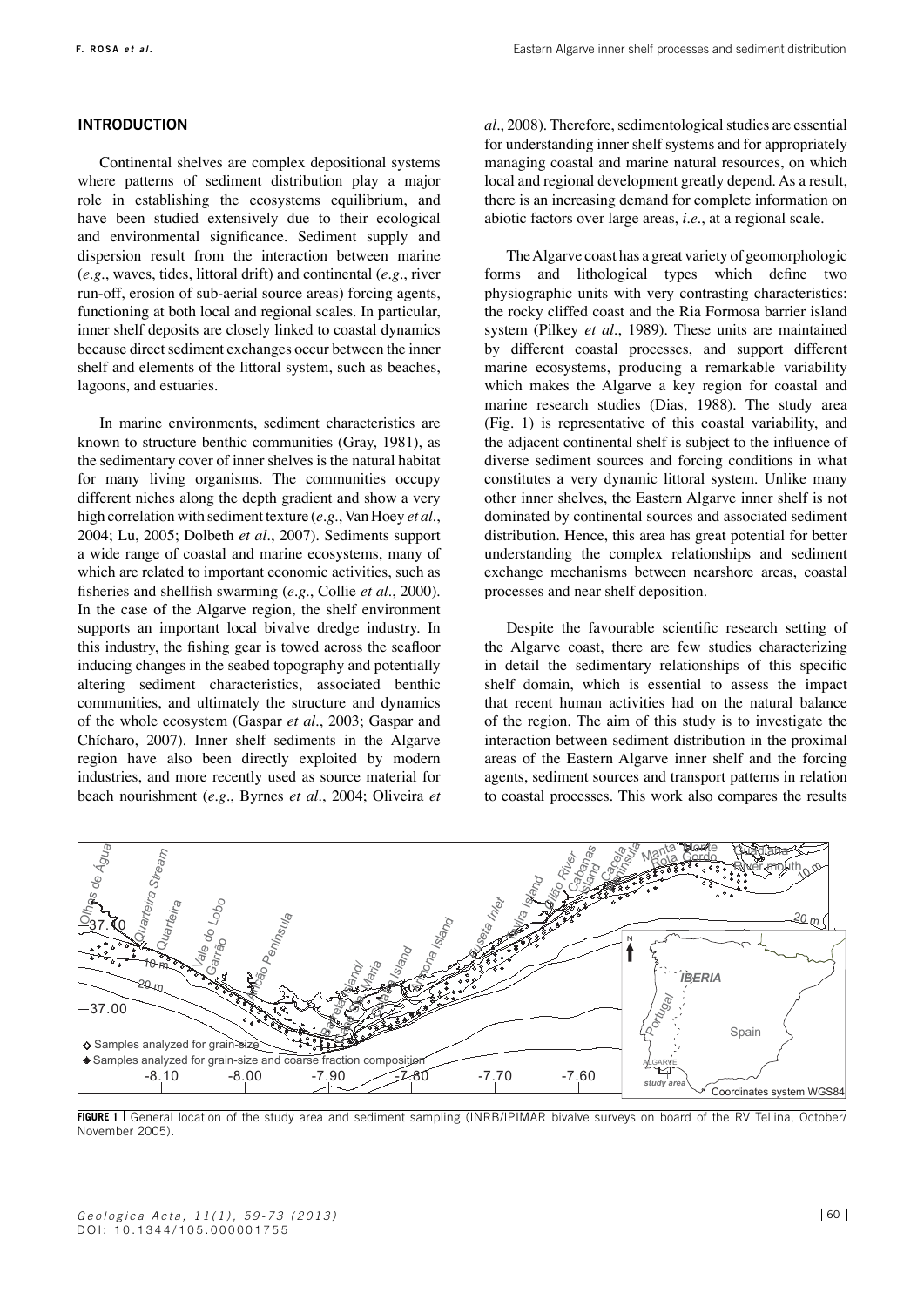## INTRODUCTION

Continental shelves are complex depositional systems where patterns of sediment distribution play a major role in establishing the ecosystems equilibrium, and have been studied extensively due to their ecological and environmental significance. Sediment supply and dispersion result from the interaction between marine (*e.g.*, waves, tides, littoral drift) and continental (*e.g.*, river run-off, erosion of sub-aerial source areas) forcing agents, functioning at both local and regional scales. In particular, inner shelf deposits are closely linked to coastal dynamics because direct sediment exchanges occur between the inner shelf and elements of the littoral system, such as beaches, lagoons, and estuaries.

In marine environments, sediment characteristics are known to structure benthic communities (Gray, 1981), as the sedimentary cover of inner shelves is the natural habitat for many living organisms. The communities occupy different niches along the depth gradient and show a very high correlation with sediment texture (*e.g.*, Van Hoey *et al*., 2004; Lu, 2005; Dolbeth *et al*., 2007). Sediments support a wide range of coastal and marine ecosystems, many of which are related to important economic activities, such as fisheries and shellfish swarming (*e.g.*, Collie *et al*., 2000). In the case of the Algarve region, the shelf environment supports an important local bivalve dredge industry. In this industry, the fishing gear is towed across the seafloor inducing changes in the seabed topography and potentially altering sediment characteristics, associated benthic communities, and ultimately the structure and dynamics of the whole ecosystem (Gaspar *et al*., 2003; Gaspar and Chícharo, 2007). Inner shelf sediments in the Algarve region have also been directly exploited by modern industries, and more recently used as source material for beach nourishment (*e.g.*, Byrnes *et al*., 2004; Oliveira *et al*., 2008). Therefore, sedimentological studies are essential for understanding inner shelf systems and for appropriately managing coastal and marine natural resources, on which local and regional development greatly depend. As a result, there is an increasing demand for complete information on abiotic factors over large areas, *i.e.*, at a regional scale.

The Algarve coast has a great variety of geomorphologic forms and lithological types which define two physiographic units with very contrasting characteristics: the rocky cliffed coast and the Ria Formosa barrier island system (Pilkey *et al*., 1989). These units are maintained by different coastal processes, and support different marine ecosystems, producing a remarkable variability which makes the Algarve a key region for coastal and marine research studies (Dias, 1988). The study area (Fig. 1) is representative of this coastal variability, and the adjacent continental shelf is subject to the influence of diverse sediment sources and forcing conditions in what constitutes a very dynamic littoral system. Unlike many other inner shelves, the Eastern Algarve inner shelf is not dominated by continental sources and associated sediment distribution. Hence, this area has great potential for better understanding the complex relationships and sediment exchange mechanisms between nearshore areas, coastal processes and near shelf deposition.

Despite the favourable scientific research setting of the Algarve coast, there are few studies characterizing in detail the sedimentary relationships of this specific shelf domain, which is essential to assess the impact that recent human activities had on the natural balance of the region. The aim of this study is to investigate the interaction between sediment distribution in the proximal areas of the Eastern Algarve inner shelf and the forcing agents, sediment sources and transport patterns in relation to coastal processes. This work also compares the results

Olhos de Água
Quarteira Stream
Quarteira
Vale do Lobo
Garrão
Ancão Peninsula
Barreta Island/ Santa Maria
Culatra Island
Armona Island
Fuseta Inlet
Tavira Island
Gilão River
Cabanas Island
Cacela Peninsula
Manta Rota
Monte Gordo
Guadiana River mouth
37.00
10 m
20 m
Samples analyzed for grain-size
Samples analyzed for grain-size and coarse fraction composition
-8.10 -8.00 -7.90 -7.80 -7.70 -7.60
N
IBERIA
Portugal
Spain
ALGARVE
study area
Coordinates system WGS84

**FIGURE 1** | General location of the study area and sediment sampling (INRB/IPIMAR bivalve surveys on board of the RV Tellina, October/November 2005).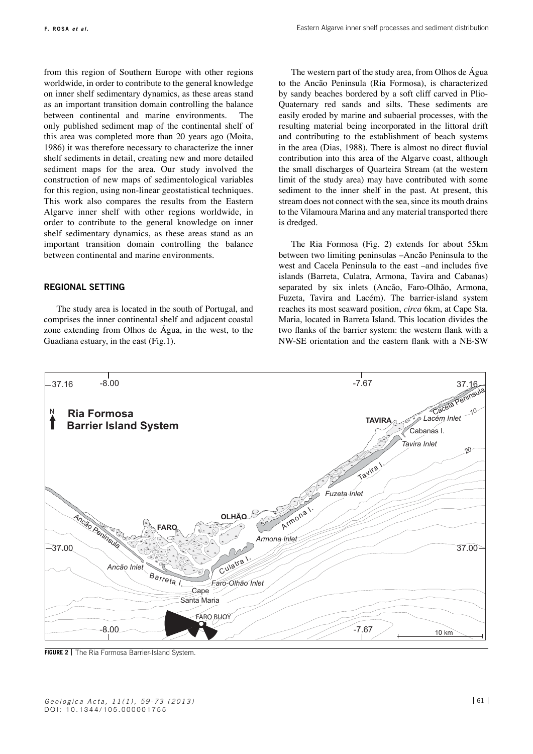from this region of Southern Europe with other regions worldwide, in order to contribute to the general knowledge on inner shelf sedimentary dynamics, as these areas stand as an important transition domain controlling the balance between continental and marine environments. The only published sediment map of the continental shelf of this area was completed more than 20 years ago (Moita, 1986) it was therefore necessary to characterize the inner shelf sediments in detail, creating new and more detailed sediment maps for the area. Our study involved the construction of new maps of sedimentological variables for this region, using non-linear geostatistical techniques. This work also compares the results from the Eastern Algarve inner shelf with other regions worldwide, in order to contribute to the general knowledge on inner shelf sedimentary dynamics, as these areas stand as an important transition domain controlling the balance between continental and marine environments.

## REGIONAL SETTING

The study area is located in the south of Portugal, and comprises the inner continental shelf and adjacent coastal zone extending from Olhos de Água, in the west, to the Guadiana estuary, in the east (Fig.1).

The western part of the study area, from Olhos de Água to the Ancão Peninsula (Ria Formosa), is characterized by sandy beaches bordered by a soft cliff carved in Plio-Quaternary red sands and silts. These sediments are easily eroded by marine and subaerial processes, with the resulting material being incorporated in the littoral drift and contributing to the establishment of beach systems in the area (Dias, 1988). There is almost no direct fluvial contribution into this area of the Algarve coast, although the small discharges of Quarteira Stream (at the western limit of the study area) may have contributed with some sediment to the inner shelf in the past. At present, this stream does not connect with the sea, since its mouth drains to the Vilamoura Marina and any material transported there is dredged.

The Ria Formosa (Fig. 2) extends for about 55km between two limiting peninsulas –Ancão Peninsula to the west and Cacela Peninsula to the east –and includes five islands (Barreta, Culatra, Armona, Tavira and Cabanas) separated by six inlets (Ancão, Faro-Olhão, Armona, Fuzeta, Tavira and Lacém). The barrier-island system reaches its most seaward position, *circa* 6km, at Cape Sta. Maria, located in Barreta Island. This location divides the two flanks of the barrier system: the western flank with a NW-SE orientation and the eastern flank with a NE-SW

**FIGURE 2** | The Ria Formosa Barrier-Island System.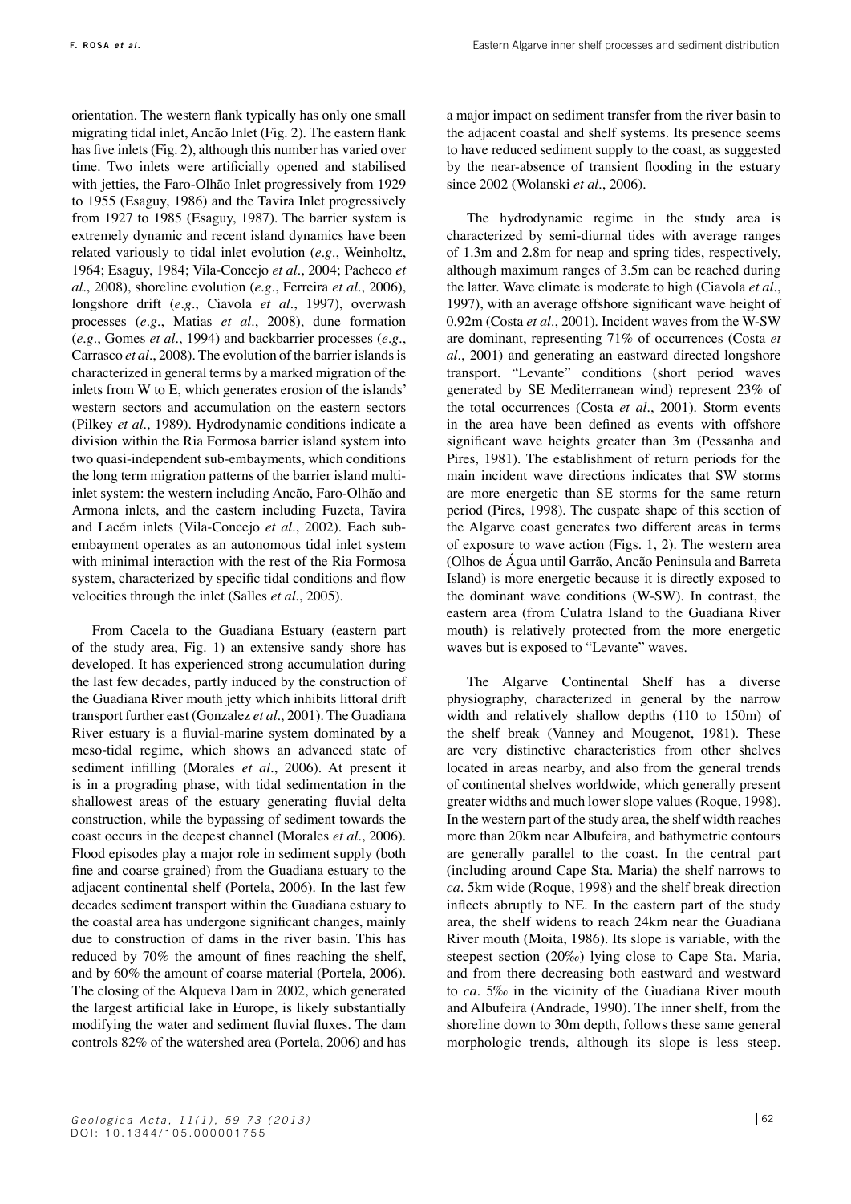orientation. The western flank typically has only one small migrating tidal inlet, Ancão Inlet (Fig. 2). The eastern flank has five inlets (Fig. 2), although this number has varied over time. Two inlets were artificially opened and stabilised with jetties, the Faro-Olhão Inlet progressively from 1929 to 1955 (Esaguy, 1986) and the Tavira Inlet progressively from 1927 to 1985 (Esaguy, 1987). The barrier system is extremely dynamic and recent island dynamics have been related variously to tidal inlet evolution (*e.g*., Weinholtz, 1964; Esaguy, 1984; Vila-Concejo *et al*., 2004; Pacheco *et al*., 2008), shoreline evolution (*e.g*., Ferreira *et al*., 2006), longshore drift (*e.g*., Ciavola *et al*., 1997), overwash processes (*e.g*., Matias *et al*., 2008), dune formation (*e.g*., Gomes *et al*., 1994) and backbarrier processes (*e.g*., Carrasco *et al*., 2008). The evolution of the barrier islands is characterized in general terms by a marked migration of the inlets from W to E, which generates erosion of the islands' western sectors and accumulation on the eastern sectors (Pilkey *et al*., 1989). Hydrodynamic conditions indicate a division within the Ria Formosa barrier island system into two quasi-independent sub-embayments, which conditions the long term migration patterns of the barrier island multi-inlet system: the western including Ancão, Faro-Olhão and Armona inlets, and the eastern including Fuzeta, Tavira and Lacém inlets (Vila-Concejo *et al*., 2002). Each sub-embayment operates as an autonomous tidal inlet system with minimal interaction with the rest of the Ria Formosa system, characterized by specific tidal conditions and flow velocities through the inlet (Salles *et al*., 2005).

From Cacela to the Guadiana Estuary (eastern part of the study area, Fig. 1) an extensive sandy shore has developed. It has experienced strong accumulation during the last few decades, partly induced by the construction of the Guadiana River mouth jetty which inhibits littoral drift transport further east (Gonzalez *et al*., 2001). The Guadiana River estuary is a fluvial-marine system dominated by a meso-tidal regime, which shows an advanced state of sediment infilling (Morales *et al*., 2006). At present it is in a prograding phase, with tidal sedimentation in the shallowest areas of the estuary generating fluvial delta construction, while the bypassing of sediment towards the coast occurs in the deepest channel (Morales *et al*., 2006). Flood episodes play a major role in sediment supply (both fine and coarse grained) from the Guadiana estuary to the adjacent continental shelf (Portela, 2006). In the last few decades sediment transport within the Guadiana estuary to the coastal area has undergone significant changes, mainly due to construction of dams in the river basin. This has reduced by 70% the amount of fines reaching the shelf, and by 60% the amount of coarse material (Portela, 2006). The closing of the Alqueva Dam in 2002, which generated the largest artificial lake in Europe, is likely substantially modifying the water and sediment fluvial fluxes. The dam controls 82% of the watershed area (Portela, 2006) and has a major impact on sediment transfer from the river basin to the adjacent coastal and shelf systems. Its presence seems to have reduced sediment supply to the coast, as suggested by the near-absence of transient flooding in the estuary since 2002 (Wolanski *et al*., 2006).

The hydrodynamic regime in the study area is characterized by semi-diurnal tides with average ranges of 1.3m and 2.8m for neap and spring tides, respectively, although maximum ranges of 3.5m can be reached during the latter. Wave climate is moderate to high (Ciavola *et al*., 1997), with an average offshore significant wave height of 0.92m (Costa *et al*., 2001). Incident waves from the W-SW are dominant, representing 71% of occurrences (Costa *et al*., 2001) and generating an eastward directed longshore transport. "Levante" conditions (short period waves generated by SE Mediterranean wind) represent 23% of the total occurrences (Costa *et al*., 2001). Storm events in the area have been defined as events with offshore significant wave heights greater than 3m (Pessanha and Pires, 1981). The establishment of return periods for the main incident wave directions indicates that SW storms are more energetic than SE storms for the same return period (Pires, 1998). The cuspate shape of this section of the Algarve coast generates two different areas in terms of exposure to wave action (Figs. 1, 2). The western area (Olhos de Água until Garrão, Ancão Peninsula and Barreta Island) is more energetic because it is directly exposed to the dominant wave conditions (W-SW). In contrast, the eastern area (from Culatra Island to the Guadiana River mouth) is relatively protected from the more energetic waves but is exposed to "Levante" waves.

The Algarve Continental Shelf has a diverse physiography, characterized in general by the narrow width and relatively shallow depths (110 to 150m) of the shelf break (Vanney and Mougenot, 1981). These are very distinctive characteristics from other shelves located in areas nearby, and also from the general trends of continental shelves worldwide, which generally present greater widths and much lower slope values (Roque, 1998). In the western part of the study area, the shelf width reaches more than 20km near Albufeira, and bathymetric contours are generally parallel to the coast. In the central part (including around Cape Sta. Maria) the shelf narrows to *ca*. 5km wide (Roque, 1998) and the shelf break direction inflects abruptly to NE. In the eastern part of the study area, the shelf widens to reach 24km near the Guadiana River mouth (Moita, 1986). Its slope is variable, with the steepest section (20‰) lying close to Cape Sta. Maria, and from there decreasing both eastward and westward to *ca*. 5‰ in the vicinity of the Guadiana River mouth and Albufeira (Andrade, 1990). The inner shelf, from the shoreline down to 30m depth, follows these same general morphologic trends, although its slope is less steep.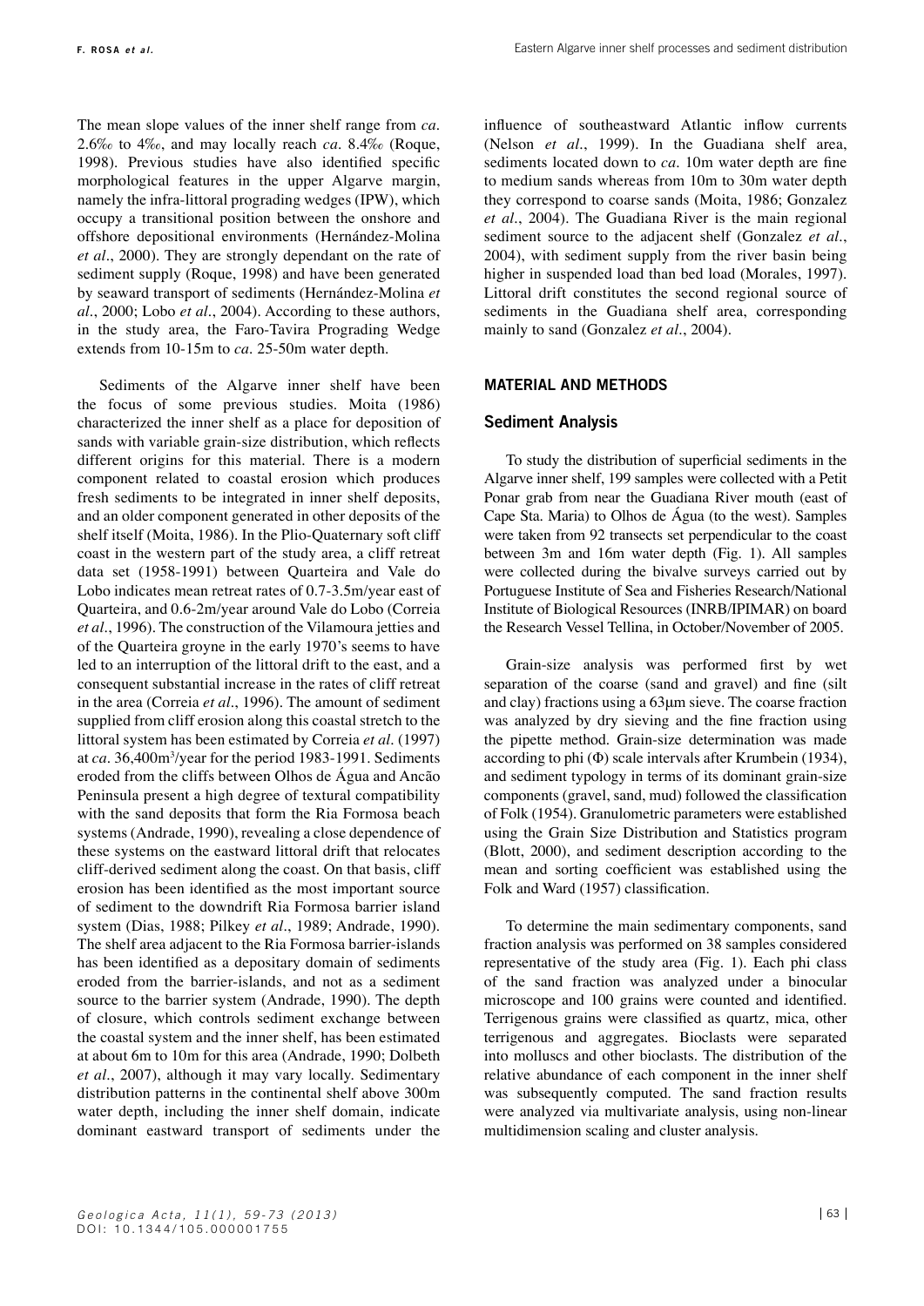The mean slope values of the inner shelf range from *ca*. 2.6‰ to 4‰, and may locally reach *ca*. 8.4‰ (Roque, 1998). Previous studies have also identified specific morphological features in the upper Algarve margin, namely the infra-littoral prograding wedges (IPW), which occupy a transitional position between the onshore and offshore depositional environments (Hernández-Molina *et al*., 2000). They are strongly dependant on the rate of sediment supply (Roque, 1998) and have been generated by seaward transport of sediments (Hernández-Molina *et al*., 2000; Lobo *et al*., 2004). According to these authors, in the study area, the Faro-Tavira Prograding Wedge extends from 10-15m to *ca*. 25-50m water depth.

Sediments of the Algarve inner shelf have been the focus of some previous studies. Moita (1986) characterized the inner shelf as a place for deposition of sands with variable grain-size distribution, which reflects different origins for this material. There is a modern component related to coastal erosion which produces fresh sediments to be integrated in inner shelf deposits, and an older component generated in other deposits of the shelf itself (Moita, 1986). In the Plio-Quaternary soft cliff coast in the western part of the study area, a cliff retreat data set (1958-1991) between Quarteira and Vale do Lobo indicates mean retreat rates of 0.7-3.5m/year east of Quarteira, and 0.6-2m/year around Vale do Lobo (Correia *et al*., 1996). The construction of the Vilamoura jetties and of the Quarteira groyne in the early 1970's seems to have led to an interruption of the littoral drift to the east, and a consequent substantial increase in the rates of cliff retreat in the area (Correia *et al*., 1996). The amount of sediment supplied from cliff erosion along this coastal stretch to the littoral system has been estimated by Correia *et al*. (1997) at *ca*. 36,400m$^3$/year for the period 1983-1991. Sediments eroded from the cliffs between Olhos de Água and Ancão Peninsula present a high degree of textural compatibility with the sand deposits that form the Ria Formosa beach systems (Andrade, 1990), revealing a close dependence of these systems on the eastward littoral drift that relocates cliff-derived sediment along the coast. On that basis, cliff erosion has been identified as the most important source of sediment to the downdrift Ria Formosa barrier island system (Dias, 1988; Pilkey *et al*., 1989; Andrade, 1990). The shelf area adjacent to the Ria Formosa barrier-islands has been identified as a depositary domain of sediments eroded from the barrier-islands, and not as a sediment source to the barrier system (Andrade, 1990). The depth of closure, which controls sediment exchange between the coastal system and the inner shelf, has been estimated at about 6m to 10m for this area (Andrade, 1990; Dolbeth *et al*., 2007), although it may vary locally. Sedimentary distribution patterns in the continental shelf above 300m water depth, including the inner shelf domain, indicate dominant eastward transport of sediments under the influence of southeastward Atlantic inflow currents (Nelson *et al*., 1999). In the Guadiana shelf area, sediments located down to *ca*. 10m water depth are fine to medium sands whereas from 10m to 30m water depth they correspond to coarse sands (Moita, 1986; Gonzalez *et al*., 2004). The Guadiana River is the main regional sediment source to the adjacent shelf (Gonzalez *et al*., 2004), with sediment supply from the river basin being higher in suspended load than bed load (Morales, 1997). Littoral drift constitutes the second regional source of sediments in the Guadiana shelf area, corresponding mainly to sand (Gonzalez *et al*., 2004).

## MATERIAL AND METHODS

### Sediment Analysis

To study the distribution of superficial sediments in the Algarve inner shelf, 199 samples were collected with a Petit Ponar grab from near the Guadiana River mouth (east of Cape Sta. Maria) to Olhos de Água (to the west). Samples were taken from 92 transects set perpendicular to the coast between 3m and 16m water depth (Fig. 1). All samples were collected during the bivalve surveys carried out by Portuguese Institute of Sea and Fisheries Research/National Institute of Biological Resources (INRB/IPIMAR) on board the Research Vessel Tellina, in October/November of 2005.

Grain-size analysis was performed first by wet separation of the coarse (sand and gravel) and fine (silt and clay) fractions using a 63μm sieve. The coarse fraction was analyzed by dry sieving and the fine fraction using the pipette method. Grain-size determination was made according to phi ($\Phi$) scale intervals after Krumbein (1934), and sediment typology in terms of its dominant grain-size components (gravel, sand, mud) followed the classification of Folk (1954). Granulometric parameters were established using the Grain Size Distribution and Statistics program (Blott, 2000), and sediment description according to the mean and sorting coefficient was established using the Folk and Ward (1957) classification.

To determine the main sedimentary components, sand fraction analysis was performed on 38 samples considered representative of the study area (Fig. 1). Each phi class of the sand fraction was analyzed under a binocular microscope and 100 grains were counted and identified. Terrigenous grains were classified as quartz, mica, other terrigenous and aggregates. Bioclasts were separated into molluscs and other bioclasts. The distribution of the relative abundance of each component in the inner shelf was subsequently computed. The sand fraction results were analyzed via multivariate analysis, using non-linear multidimension scaling and cluster analysis.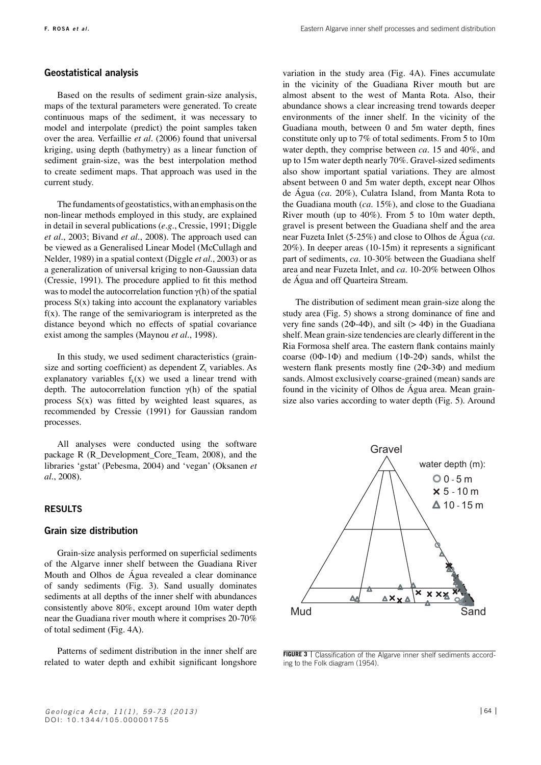## Geostatistical analysis

Based on the results of sediment grain-size analysis, maps of the textural parameters were generated. To create continuous maps of the sediment, it was necessary to model and interpolate (predict) the point samples taken over the area. Verfaillie *et al*. (2006) found that universal kriging, using depth (bathymetry) as a linear function of sediment grain-size, was the best interpolation method to create sediment maps. That approach was used in the current study.

The fundaments of geostatistics, with an emphasis on the non-linear methods employed in this study, are explained in detail in several publications (*e.g*., Cressie, 1991; Diggle *et al*., 2003; Bivand *et al*., 2008). The approach used can be viewed as a Generalised Linear Model (McCullagh and Nelder, 1989) in a spatial context (Diggle *et al*., 2003) or as a generalization of universal kriging to non-Gaussian data (Cressie, 1991). The procedure applied to fit this method was to model the autocorrelation function $\gamma(h)$ of the spatial process $S(x)$ taking into account the explanatory variables $f(x)$. The range of the semivariogram is interpreted as the distance beyond which no effects of spatial covariance exist among the samples (Maynou *et al*., 1998).

In this study, we used sediment characteristics (grain-size and sorting coefficient) as dependent $Z_i$ variables. As explanatory variables $f_k(x)$ we used a linear trend with depth. The autocorrelation function $\gamma(h)$ of the spatial process $S(x)$ was fitted by weighted least squares, as recommended by Cressie (1991) for Gaussian random processes.

All analyses were conducted using the software package R (R_Development_Core_Team, 2008), and the libraries 'gstat' (Pebesma, 2004) and 'vegan' (Oksanen *et al*., 2008).

# RESULTS

## Grain size distribution

Grain-size analysis performed on superficial sediments of the Algarve inner shelf between the Guadiana River Mouth and Olhos de Água revealed a clear dominance of sandy sediments (Fig. 3). Sand usually dominates sediments at all depths of the inner shelf with abundances consistently above 80%, except around 10m water depth near the Guadiana river mouth where it comprises 20-70% of total sediment (Fig. 4A).

Patterns of sediment distribution in the inner shelf are related to water depth and exhibit significant longshore variation in the study area (Fig. 4A). Fines accumulate in the vicinity of the Guadiana River mouth but are almost absent to the west of Manta Rota. Also, their abundance shows a clear increasing trend towards deeper environments of the inner shelf. In the vicinity of the Guadiana mouth, between 0 and 5m water depth, fines constitute only up to 7% of total sediments. From 5 to 10m water depth, they comprise between *ca*. 15 and 40%, and up to 15m water depth nearly 70%. Gravel-sized sediments also show important spatial variations. They are almost absent between 0 and 5m water depth, except near Olhos de Água (*ca*. 20%), Culatra Island, from Manta Rota to the Guadiana mouth (*ca*. 15%), and close to the Guadiana River mouth (up to 40%). From 5 to 10m water depth, gravel is present between the Guadiana shelf and the area near Fuzeta Inlet (5-25%) and close to Olhos de Água (*ca*. 20%). In deeper areas (10-15m) it represents a significant part of sediments, *ca*. 10-30% between the Guadiana shelf area and near Fuzeta Inlet, and *ca*. 10-20% between Olhos de Água and off Quarteira Stream.

The distribution of sediment mean grain-size along the study area (Fig. 5) shows a strong dominance of fine and very fine sands (2Φ-4Φ), and silt (> 4Φ) in the Guadiana shelf. Mean grain-size tendencies are clearly different in the Ria Formosa shelf area. The eastern flank contains mainly coarse (0Φ-1Φ) and medium (1Φ-2Φ) sands, whilst the western flank presents mostly fine (2Φ-3Φ) and medium sands. Almost exclusively coarse-grained (mean) sands are found in the vicinity of Olhos de Água area. Mean grain-size also varies according to water depth (Fig. 5). Around

Gravel
Mud
Sand
water depth (m):
0 - 5 m
5 - 10 m
10 - 15 m

**FIGURE 3** | Classification of the Algarve inner shelf sediments according to the Folk diagram (1954).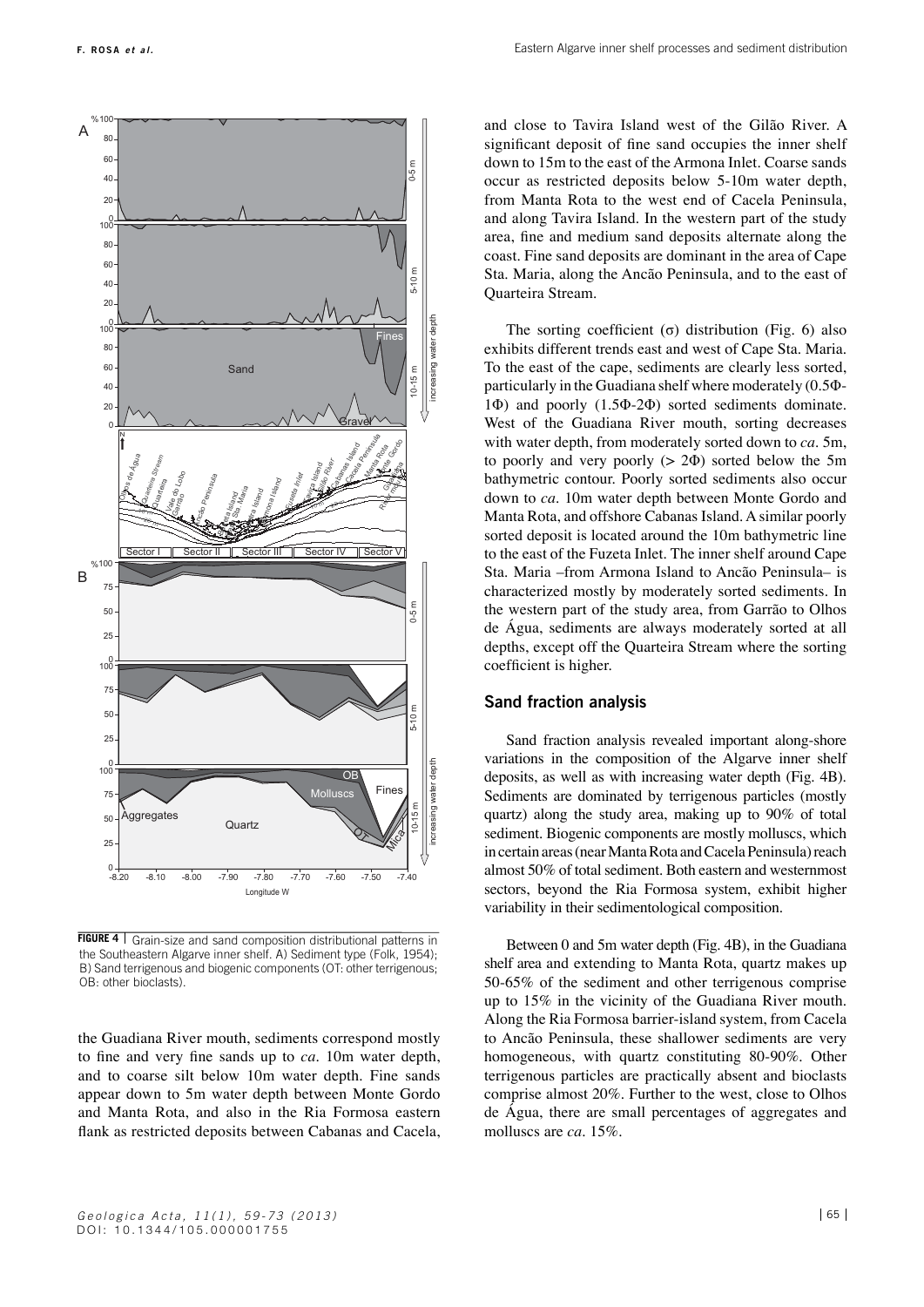A

%100
80
60
40
20
0

0-5 m

100
80
60
40
20
0

5-10 m

100
80
60
40
20
0

Fines

Sand

Gravel

10-15 m

increasing water depth

Olhos de Água
Quarteira Stream
Quarteira
Vale do Lobo
Garrão
Ancão Peninsula
Culatra Island
Cape Sta. Maria
Armona Island
Fuzeta Inlet
Tavira Island
Gilão River
Cabanas Island
Cacela Peninsula
Manta Rota
Monte Gordo
Guadiana River mouth

N

Sector I
Sector II
Sector III
Sector IV
Sector V

B

%100
75
50
25
0

0-5 m

100
75
50
25
0

5-10 m

100
75
50
25
0

OB
Molluscs
Fines
Aggregates
Quartz
OT
Mica

10-15 m

increasing water depth

-8.20 -8.10 -8.00 -7.90 -7.80 -7.70 -7.60 -7.50 -7.40
Longitude W

**FIGURE 4** | Grain-size and sand composition distributional patterns in the Southeastern Algarve inner shelf. A) Sediment type (Folk, 1954); B) Sand terrigenous and biogenic components (OT: other terrigenous; OB: other bioclasts).

the Guadiana River mouth, sediments correspond mostly to fine and very fine sands up to *ca.* 10m water depth, and to coarse silt below 10m water depth. Fine sands appear down to 5m water depth between Monte Gordo and Manta Rota, and also in the Ria Formosa eastern flank as restricted deposits between Cabanas and Cacela, and close to Tavira Island west of the Gilão River. A significant deposit of fine sand occupies the inner shelf down to 15m to the east of the Armona Inlet. Coarse sands occur as restricted deposits below 5-10m water depth, from Manta Rota to the west end of Cacela Peninsula, and along Tavira Island. In the western part of the study area, fine and medium sand deposits alternate along the coast. Fine sand deposits are dominant in the area of Cape Sta. Maria, along the Ancão Peninsula, and to the east of Quarteira Stream.

The sorting coefficient ($\sigma$) distribution (Fig. 6) also exhibits different trends east and west of Cape Sta. Maria. To the east of the cape, sediments are clearly less sorted, particularly in the Guadiana shelf where moderately (0.5Φ-1Φ) and poorly (1.5Φ-2Φ) sorted sediments dominate. West of the Guadiana River mouth, sorting decreases with water depth, from moderately sorted down to *ca.* 5m, to poorly and very poorly (> 2Φ) sorted below the 5m bathymetric contour. Poorly sorted sediments also occur down to *ca.* 10m water depth between Monte Gordo and Manta Rota, and offshore Cabanas Island. A similar poorly sorted deposit is located around the 10m bathymetric line to the east of the Fuzeta Inlet. The inner shelf around Cape Sta. Maria –from Armona Island to Ancão Peninsula– is characterized mostly by moderately sorted sediments. In the western part of the study area, from Garrão to Olhos de Água, sediments are always moderately sorted at all depths, except off the Quarteira Stream where the sorting coefficient is higher.

## Sand fraction analysis

Sand fraction analysis revealed important along-shore variations in the composition of the Algarve inner shelf deposits, as well as with increasing water depth (Fig. 4B). Sediments are dominated by terrigenous particles (mostly quartz) along the study area, making up to 90% of total sediment. Biogenic components are mostly molluscs, which in certain areas (near Manta Rota and Cacela Peninsula) reach almost 50% of total sediment. Both eastern and westernmost sectors, beyond the Ria Formosa system, exhibit higher variability in their sedimentological composition.

Between 0 and 5m water depth (Fig. 4B), in the Guadiana shelf area and extending to Manta Rota, quartz makes up 50-65% of the sediment and other terrigenous comprise up to 15% in the vicinity of the Guadiana River mouth. Along the Ria Formosa barrier-island system, from Cacela to Ancão Peninsula, these shallower sediments are very homogeneous, with quartz constituting 80-90%. Other terrigenous particles are practically absent and bioclasts comprise almost 20%. Further to the west, close to Olhos de Água, there are small percentages of aggregates and molluscs are *ca.* 15%.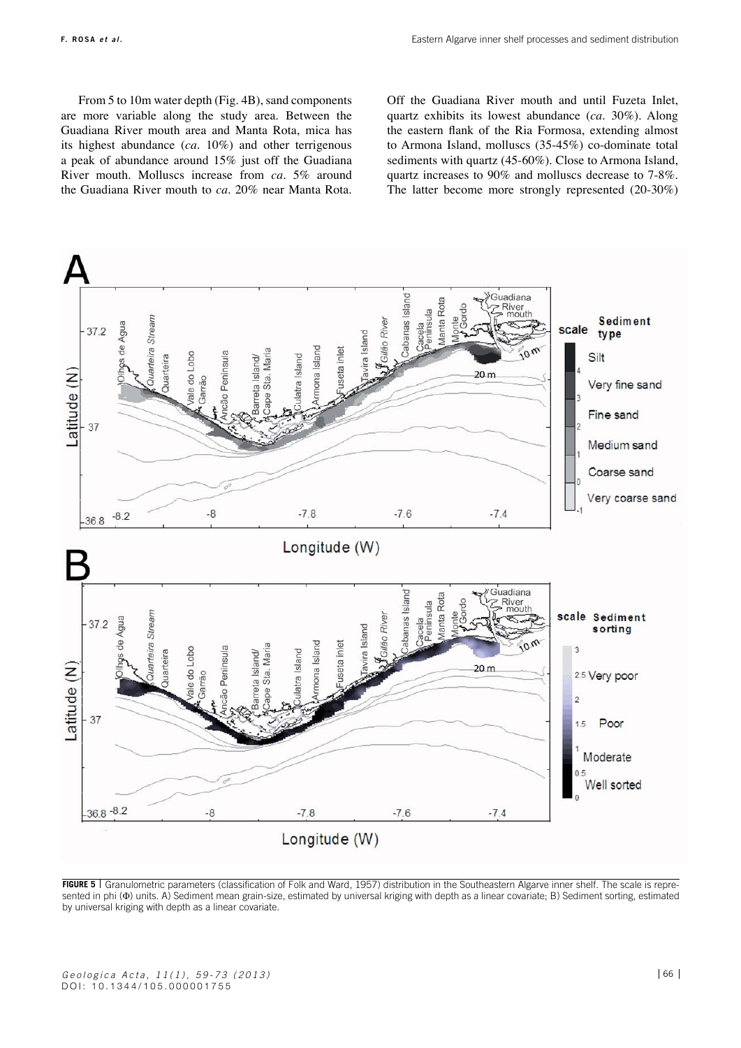From 5 to 10m water depth (Fig. 4B), sand components are more variable along the study area. Between the Guadiana River mouth area and Manta Rota, mica has its highest abundance (*ca*. 10%) and other terrigenous a peak of abundance around 15% just off the Guadiana River mouth. Molluscs increase from *ca*. 5% around the Guadiana River mouth to *ca*. 20% near Manta Rota. Off the Guadiana River mouth and until Fuzeta Inlet, quartz exhibits its lowest abundance (*ca*. 30%). Along the eastern flank of the Ria Formosa, extending almost to Armona Island, molluscs (35-45%) co-dominate total sediments with quartz (45-60%). Close to Armona Island, quartz increases to 90% and molluscs decrease to 7-8%. The latter become more strongly represented (20-30%)

**FIGURE 5** | Granulometric parameters (classification of Folk and Ward, 1957) distribution in the Southeastern Algarve inner shelf. The scale is represented in phi (Φ) units. A) Sediment mean grain-size, estimated by universal kriging with depth as a linear covariate; B) Sediment sorting, estimated by universal kriging with depth as a linear covariate.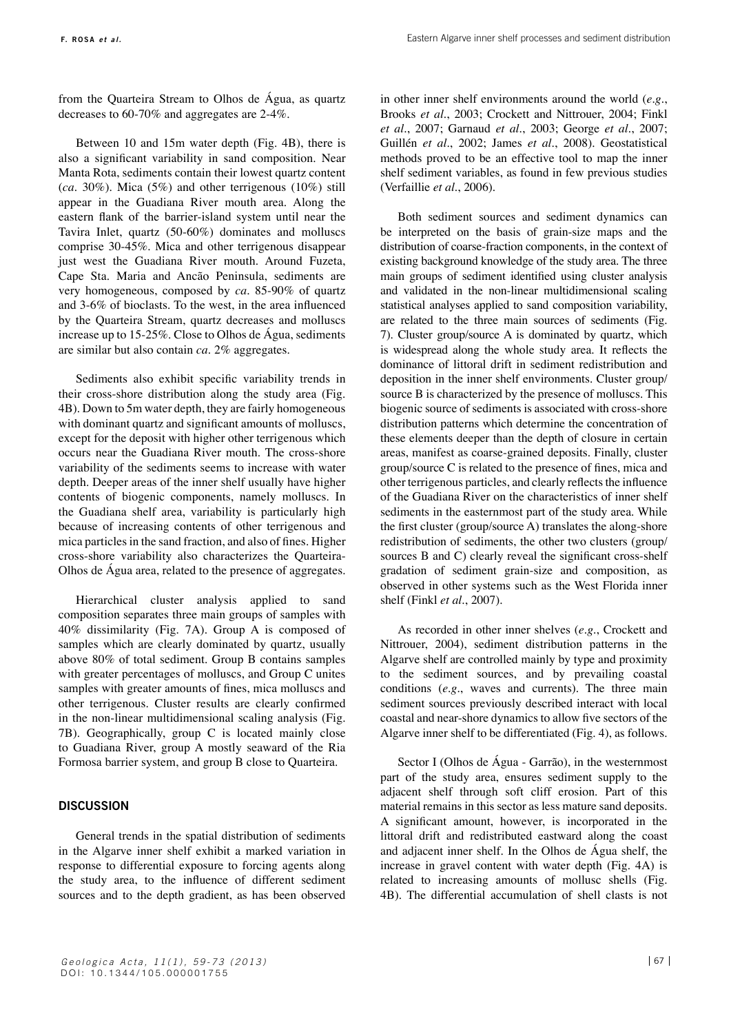from the Quarteira Stream to Olhos de Água, as quartz decreases to 60-70% and aggregates are 2-4%.

Between 10 and 15m water depth (Fig. 4B), there is also a significant variability in sand composition. Near Manta Rota, sediments contain their lowest quartz content (*ca*. 30%). Mica (5%) and other terrigenous (10%) still appear in the Guadiana River mouth area. Along the eastern flank of the barrier-island system until near the Tavira Inlet, quartz (50-60%) dominates and molluscs comprise 30-45%. Mica and other terrigenous disappear just west the Guadiana River mouth. Around Fuzeta, Cape Sta. Maria and Ancão Peninsula, sediments are very homogeneous, composed by *ca*. 85-90% of quartz and 3-6% of bioclasts. To the west, in the area influenced by the Quarteira Stream, quartz decreases and molluscs increase up to 15-25%. Close to Olhos de Água, sediments are similar but also contain *ca*. 2% aggregates.

Sediments also exhibit specific variability trends in their cross-shore distribution along the study area (Fig. 4B). Down to 5m water depth, they are fairly homogeneous with dominant quartz and significant amounts of molluscs, except for the deposit with higher other terrigenous which occurs near the Guadiana River mouth. The cross-shore variability of the sediments seems to increase with water depth. Deeper areas of the inner shelf usually have higher contents of biogenic components, namely molluscs. In the Guadiana shelf area, variability is particularly high because of increasing contents of other terrigenous and mica particles in the sand fraction, and also of fines. Higher cross-shore variability also characterizes the Quarteira-Olhos de Água area, related to the presence of aggregates.

Hierarchical cluster analysis applied to sand composition separates three main groups of samples with 40% dissimilarity (Fig. 7A). Group A is composed of samples which are clearly dominated by quartz, usually above 80% of total sediment. Group B contains samples with greater percentages of molluscs, and Group C unites samples with greater amounts of fines, mica molluscs and other terrigenous. Cluster results are clearly confirmed in the non-linear multidimensional scaling analysis (Fig. 7B). Geographically, group C is located mainly close to Guadiana River, group A mostly seaward of the Ria Formosa barrier system, and group B close to Quarteira.

## DISCUSSION

General trends in the spatial distribution of sediments in the Algarve inner shelf exhibit a marked variation in response to differential exposure to forcing agents along the study area, to the influence of different sediment sources and to the depth gradient, as has been observed in other inner shelf environments around the world (*e.g*., Brooks *et al*., 2003; Crockett and Nittrouer, 2004; Finkl *et al*., 2007; Garnaud *et al*., 2003; George *et al*., 2007; Guillén *et al*., 2002; James *et al*., 2008). Geostatistical methods proved to be an effective tool to map the inner shelf sediment variables, as found in few previous studies (Verfaillie *et al*., 2006).

Both sediment sources and sediment dynamics can be interpreted on the basis of grain-size maps and the distribution of coarse-fraction components, in the context of existing background knowledge of the study area. The three main groups of sediment identified using cluster analysis and validated in the non-linear multidimensional scaling statistical analyses applied to sand composition variability, are related to the three main sources of sediments (Fig. 7). Cluster group/source A is dominated by quartz, which is widespread along the whole study area. It reflects the dominance of littoral drift in sediment redistribution and deposition in the inner shelf environments. Cluster group/source B is characterized by the presence of molluscs. This biogenic source of sediments is associated with cross-shore distribution patterns which determine the concentration of these elements deeper than the depth of closure in certain areas, manifest as coarse-grained deposits. Finally, cluster group/source C is related to the presence of fines, mica and other terrigenous particles, and clearly reflects the influence of the Guadiana River on the characteristics of inner shelf sediments in the easternmost part of the study area. While the first cluster (group/source A) translates the along-shore redistribution of sediments, the other two clusters (group/sources B and C) clearly reveal the significant cross-shelf gradation of sediment grain-size and composition, as observed in other systems such as the West Florida inner shelf (Finkl *et al*., 2007).

As recorded in other inner shelves (*e.g*., Crockett and Nittrouer, 2004), sediment distribution patterns in the Algarve shelf are controlled mainly by type and proximity to the sediment sources, and by prevailing coastal conditions (*e.g*., waves and currents). The three main sediment sources previously described interact with local coastal and near-shore dynamics to allow five sectors of the Algarve inner shelf to be differentiated (Fig. 4), as follows.

Sector I (Olhos de Água - Garrão), in the westernmost part of the study area, ensures sediment supply to the adjacent shelf through soft cliff erosion. Part of this material remains in this sector as less mature sand deposits. A significant amount, however, is incorporated in the littoral drift and redistributed eastward along the coast and adjacent inner shelf. In the Olhos de Água shelf, the increase in gravel content with water depth (Fig. 4A) is related to increasing amounts of mollusc shells (Fig. 4B). The differential accumulation of shell clasts is not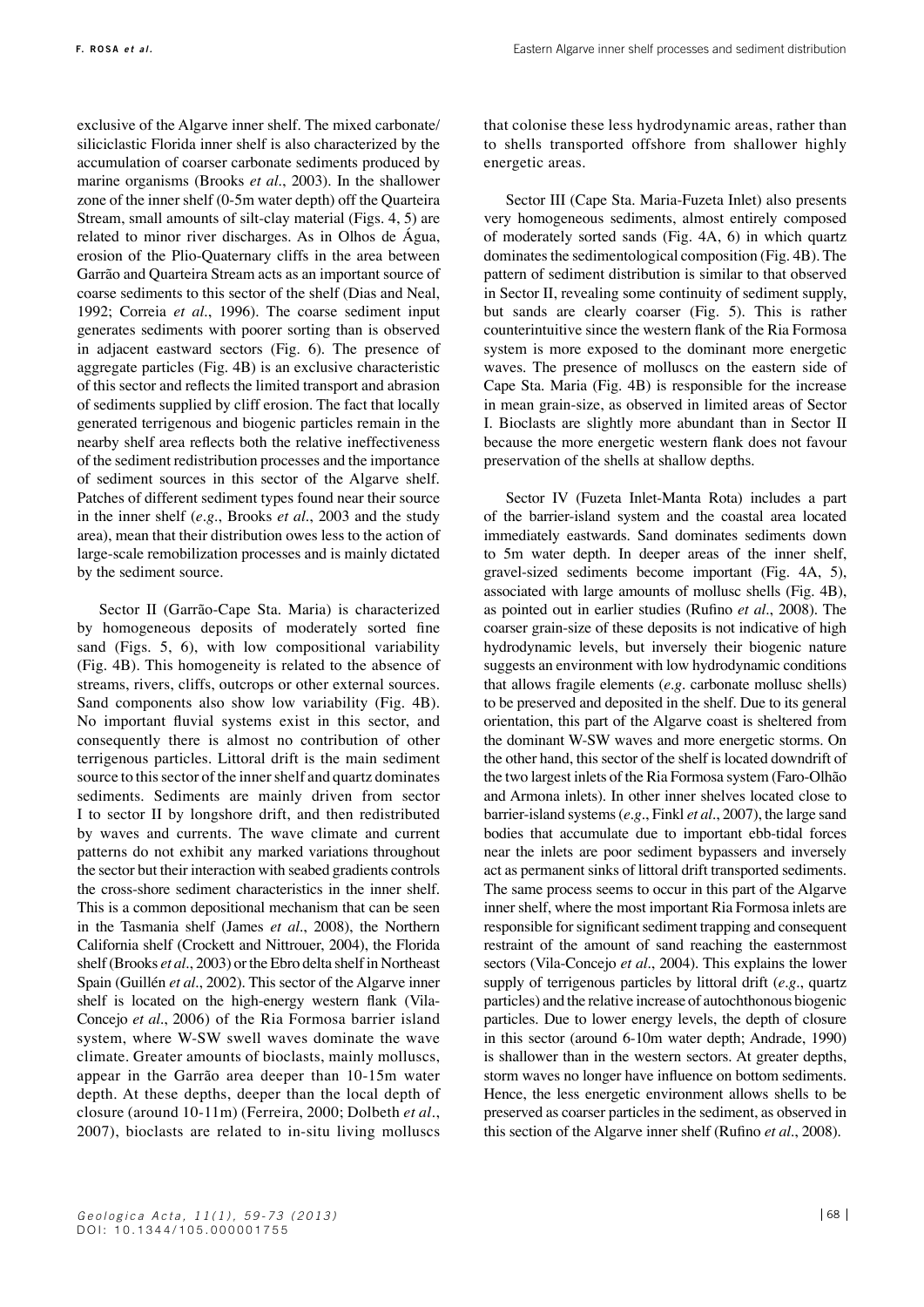exclusive of the Algarve inner shelf. The mixed carbonate/siliciclastic Florida inner shelf is also characterized by the accumulation of coarser carbonate sediments produced by marine organisms (Brooks *et al*., 2003). In the shallower zone of the inner shelf (0-5m water depth) off the Quarteira Stream, small amounts of silt-clay material (Figs. 4, 5) are related to minor river discharges. As in Olhos de Água, erosion of the Plio-Quaternary cliffs in the area between Garrão and Quarteira Stream acts as an important source of coarse sediments to this sector of the shelf (Dias and Neal, 1992; Correia *et al*., 1996). The coarse sediment input generates sediments with poorer sorting than is observed in adjacent eastward sectors (Fig. 6). The presence of aggregate particles (Fig. 4B) is an exclusive characteristic of this sector and reflects the limited transport and abrasion of sediments supplied by cliff erosion. The fact that locally generated terrigenous and biogenic particles remain in the nearby shelf area reflects both the relative ineffectiveness of the sediment redistribution processes and the importance of sediment sources in this sector of the Algarve shelf. Patches of different sediment types found near their source in the inner shelf (*e.g*., Brooks *et al*., 2003 and the study area), mean that their distribution owes less to the action of large-scale remobilization processes and is mainly dictated by the sediment source.

Sector II (Garrão-Cape Sta. Maria) is characterized by homogeneous deposits of moderately sorted fine sand (Figs. 5, 6), with low compositional variability (Fig. 4B). This homogeneity is related to the absence of streams, rivers, cliffs, outcrops or other external sources. Sand components also show low variability (Fig. 4B). No important fluvial systems exist in this sector, and consequently there is almost no contribution of other terrigenous particles. Littoral drift is the main sediment source to this sector of the inner shelf and quartz dominates sediments. Sediments are mainly driven from sector I to sector II by longshore drift, and then redistributed by waves and currents. The wave climate and current patterns do not exhibit any marked variations throughout the sector but their interaction with seabed gradients controls the cross-shore sediment characteristics in the inner shelf. This is a common depositional mechanism that can be seen in the Tasmania shelf (James *et al*., 2008), the Northern California shelf (Crockett and Nittrouer, 2004), the Florida shelf (Brooks *et al*., 2003) or the Ebro delta shelf in Northeast Spain (Guillén *et al*., 2002). This sector of the Algarve inner shelf is located on the high-energy western flank (Vila-Concejo *et al*., 2006) of the Ria Formosa barrier island system, where W-SW swell waves dominate the wave climate. Greater amounts of bioclasts, mainly molluscs, appear in the Garrão area deeper than 10-15m water depth. At these depths, deeper than the local depth of closure (around 10-11m) (Ferreira, 2000; Dolbeth *et al*., 2007), bioclasts are related to in-situ living molluscs that colonise these less hydrodynamic areas, rather than to shells transported offshore from shallower highly energetic areas.

Sector III (Cape Sta. Maria-Fuzeta Inlet) also presents very homogeneous sediments, almost entirely composed of moderately sorted sands (Fig. 4A, 6) in which quartz dominates the sedimentological composition (Fig. 4B). The pattern of sediment distribution is similar to that observed in Sector II, revealing some continuity of sediment supply, but sands are clearly coarser (Fig. 5). This is rather counterintuitive since the western flank of the Ria Formosa system is more exposed to the dominant more energetic waves. The presence of molluscs on the eastern side of Cape Sta. Maria (Fig. 4B) is responsible for the increase in mean grain-size, as observed in limited areas of Sector I. Bioclasts are slightly more abundant than in Sector II because the more energetic western flank does not favour preservation of the shells at shallow depths.

Sector IV (Fuzeta Inlet-Manta Rota) includes a part of the barrier-island system and the coastal area located immediately eastwards. Sand dominates sediments down to 5m water depth. In deeper areas of the inner shelf, gravel-sized sediments become important (Fig. 4A, 5), associated with large amounts of mollusc shells (Fig. 4B), as pointed out in earlier studies (Rufino *et al*., 2008). The coarser grain-size of these deposits is not indicative of high hydrodynamic levels, but inversely their biogenic nature suggests an environment with low hydrodynamic conditions that allows fragile elements (*e.g*. carbonate mollusc shells) to be preserved and deposited in the shelf. Due to its general orientation, this part of the Algarve coast is sheltered from the dominant W-SW waves and more energetic storms. On the other hand, this sector of the shelf is located downdrift of the two largest inlets of the Ria Formosa system (Faro-Olhão and Armona inlets). In other inner shelves located close to barrier-island systems (*e.g*., Finkl *et al*., 2007), the large sand bodies that accumulate due to important ebb-tidal forces near the inlets are poor sediment bypassers and inversely act as permanent sinks of littoral drift transported sediments. The same process seems to occur in this part of the Algarve inner shelf, where the most important Ria Formosa inlets are responsible for significant sediment trapping and consequent restraint of the amount of sand reaching the easternmost sectors (Vila-Concejo *et al*., 2004). This explains the lower supply of terrigenous particles by littoral drift (*e.g*., quartz particles) and the relative increase of autochthonous biogenic particles. Due to lower energy levels, the depth of closure in this sector (around 6-10m water depth; Andrade, 1990) is shallower than in the western sectors. At greater depths, storm waves no longer have influence on bottom sediments. Hence, the less energetic environment allows shells to be preserved as coarser particles in the sediment, as observed in this section of the Algarve inner shelf (Rufino *et al*., 2008).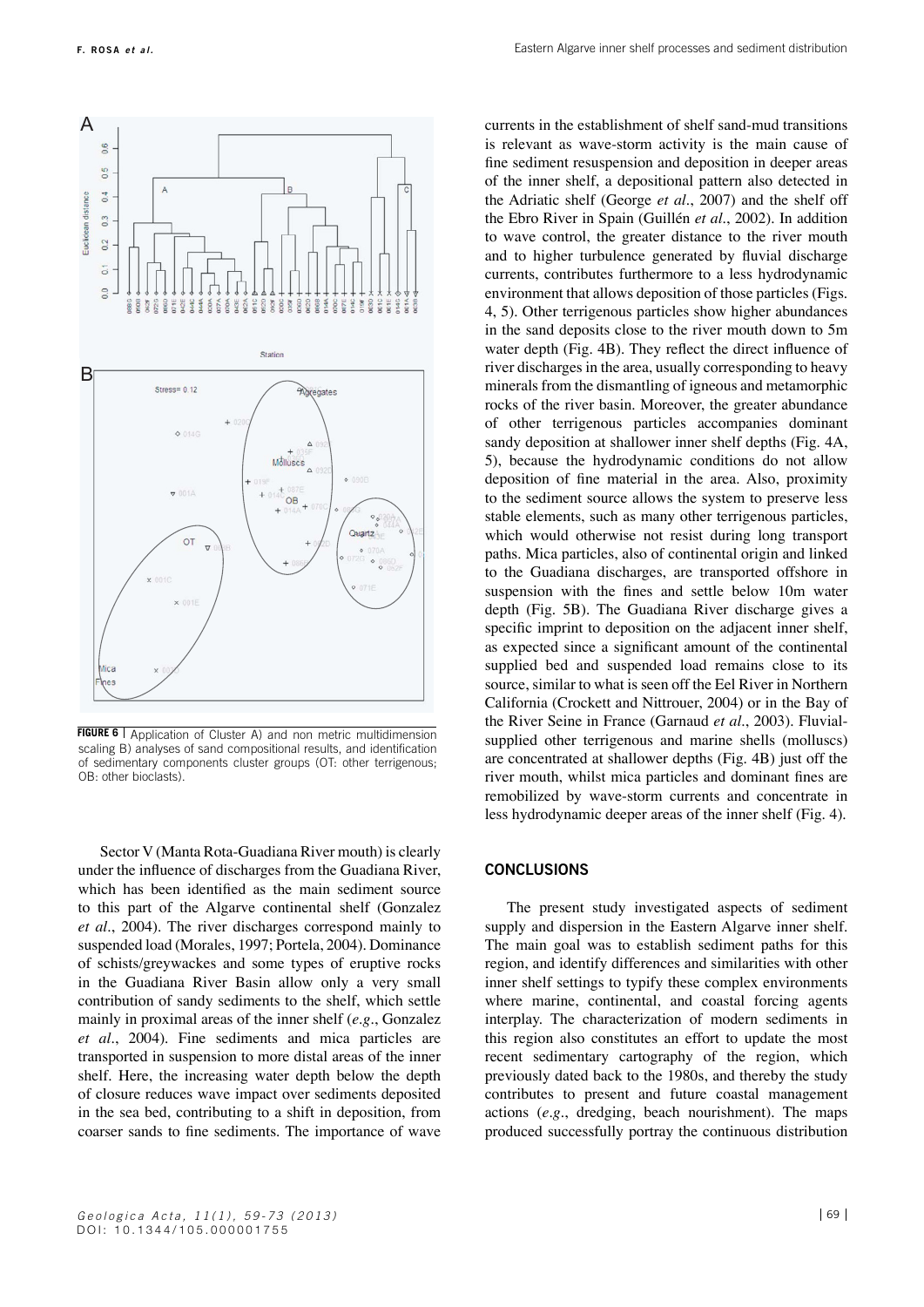A

Euclidean distance

0.0 0.1 0.2 0.3 0.4 0.5 0.6

A B C

Station

B

Stress= 0.12

Agregates

Molluscs

OB

Quartz

OT

Mica Fines

FIGURE 6 | Application of Cluster A) and non metric multidimension scaling B) analyses of sand compositional results, and identification of sedimentary components cluster groups (OT: other terrigenous; OB: other bioclasts).

Sector V (Manta Rota-Guadiana River mouth) is clearly under the influence of discharges from the Guadiana River, which has been identified as the main sediment source to this part of the Algarve continental shelf (Gonzalez *et al.*, 2004). The river discharges correspond mainly to suspended load (Morales, 1997; Portela, 2004). Dominance of schists/greywackes and some types of eruptive rocks in the Guadiana River Basin allow only a very small contribution of sandy sediments to the shelf, which settle mainly in proximal areas of the inner shelf (*e.g.*, Gonzalez *et al.*, 2004). Fine sediments and mica particles are transported in suspension to more distal areas of the inner shelf. Here, the increasing water depth below the depth of closure reduces wave impact over sediments deposited in the sea bed, contributing to a shift in deposition, from coarser sands to fine sediments. The importance of wave currents in the establishment of shelf sand-mud transitions is relevant as wave-storm activity is the main cause of fine sediment resuspension and deposition in deeper areas of the inner shelf, a depositional pattern also detected in the Adriatic shelf (George *et al.*, 2007) and the shelf off the Ebro River in Spain (Guillén *et al.*, 2002). In addition to wave control, the greater distance to the river mouth and to higher turbulence generated by fluvial discharge currents, contributes furthermore to a less hydrodynamic environment that allows deposition of those particles (Figs. 4, 5). Other terrigenous particles show higher abundances in the sand deposits close to the river mouth down to 5m water depth (Fig. 4B). They reflect the direct influence of river discharges in the area, usually corresponding to heavy minerals from the dismantling of igneous and metamorphic rocks of the river basin. Moreover, the greater abundance of other terrigenous particles accompanies dominant sandy deposition at shallower inner shelf depths (Fig. 4A, 5), because the hydrodynamic conditions do not allow deposition of fine material in the area. Also, proximity to the sediment source allows the system to preserve less stable elements, such as many other terrigenous particles, which would otherwise not resist during long transport paths. Mica particles, also of continental origin and linked to the Guadiana discharges, are transported offshore in suspension with the fines and settle below 10m water depth (Fig. 5B). The Guadiana River discharge gives a specific imprint to deposition on the adjacent inner shelf, as expected since a significant amount of the continental supplied bed and suspended load remains close to its source, similar to what is seen off the Eel River in Northern California (Crockett and Nittrouer, 2004) or in the Bay of the River Seine in France (Garnaud *et al.*, 2003). Fluvial-supplied other terrigenous and marine shells (molluscs) are concentrated at shallower depths (Fig. 4B) just off the river mouth, whilst mica particles and dominant fines are remobilized by wave-storm currents and concentrate in less hydrodynamic deeper areas of the inner shelf (Fig. 4).

## CONCLUSIONS

The present study investigated aspects of sediment supply and dispersion in the Eastern Algarve inner shelf. The main goal was to establish sediment paths for this region, and identify differences and similarities with other inner shelf settings to typify these complex environments where marine, continental, and coastal forcing agents interplay. The characterization of modern sediments in this region also constitutes an effort to update the most recent sedimentary cartography of the region, which previously dated back to the 1980s, and thereby the study contributes to present and future coastal management actions (*e.g.*, dredging, beach nourishment). The maps produced successfully portray the continuous distribution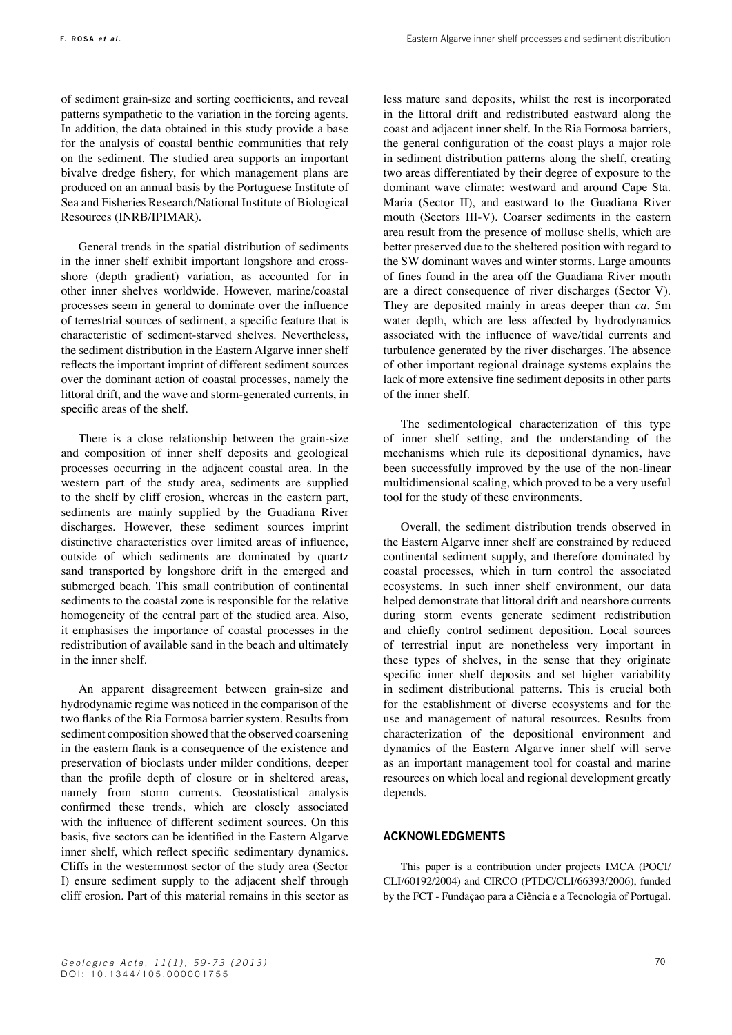of sediment grain-size and sorting coefficients, and reveal patterns sympathetic to the variation in the forcing agents. In addition, the data obtained in this study provide a base for the analysis of coastal benthic communities that rely on the sediment. The studied area supports an important bivalve dredge fishery, for which management plans are produced on an annual basis by the Portuguese Institute of Sea and Fisheries Research/National Institute of Biological Resources (INRB/IPIMAR).

General trends in the spatial distribution of sediments in the inner shelf exhibit important longshore and cross-shore (depth gradient) variation, as accounted for in other inner shelves worldwide. However, marine/coastal processes seem in general to dominate over the influence of terrestrial sources of sediment, a specific feature that is characteristic of sediment-starved shelves. Nevertheless, the sediment distribution in the Eastern Algarve inner shelf reflects the important imprint of different sediment sources over the dominant action of coastal processes, namely the littoral drift, and the wave and storm-generated currents, in specific areas of the shelf.

There is a close relationship between the grain-size and composition of inner shelf deposits and geological processes occurring in the adjacent coastal area. In the western part of the study area, sediments are supplied to the shelf by cliff erosion, whereas in the eastern part, sediments are mainly supplied by the Guadiana River discharges. However, these sediment sources imprint distinctive characteristics over limited areas of influence, outside of which sediments are dominated by quartz sand transported by longshore drift in the emerged and submerged beach. This small contribution of continental sediments to the coastal zone is responsible for the relative homogeneity of the central part of the studied area. Also, it emphasises the importance of coastal processes in the redistribution of available sand in the beach and ultimately in the inner shelf.

An apparent disagreement between grain-size and hydrodynamic regime was noticed in the comparison of the two flanks of the Ria Formosa barrier system. Results from sediment composition showed that the observed coarsening in the eastern flank is a consequence of the existence and preservation of bioclasts under milder conditions, deeper than the profile depth of closure or in sheltered areas, namely from storm currents. Geostatistical analysis confirmed these trends, which are closely associated with the influence of different sediment sources. On this basis, five sectors can be identified in the Eastern Algarve inner shelf, which reflect specific sedimentary dynamics. Cliffs in the westernmost sector of the study area (Sector I) ensure sediment supply to the adjacent shelf through cliff erosion. Part of this material remains in this sector as less mature sand deposits, whilst the rest is incorporated in the littoral drift and redistributed eastward along the coast and adjacent inner shelf. In the Ria Formosa barriers, the general configuration of the coast plays a major role in sediment distribution patterns along the shelf, creating two areas differentiated by their degree of exposure to the dominant wave climate: westward and around Cape Sta. Maria (Sector II), and eastward to the Guadiana River mouth (Sectors III-V). Coarser sediments in the eastern area result from the presence of mollusc shells, which are better preserved due to the sheltered position with regard to the SW dominant waves and winter storms. Large amounts of fines found in the area off the Guadiana River mouth are a direct consequence of river discharges (Sector V). They are deposited mainly in areas deeper than *ca*. 5m water depth, which are less affected by hydrodynamics associated with the influence of wave/tidal currents and turbulence generated by the river discharges. The absence of other important regional drainage systems explains the lack of more extensive fine sediment deposits in other parts of the inner shelf.

The sedimentological characterization of this type of inner shelf setting, and the understanding of the mechanisms which rule its depositional dynamics, have been successfully improved by the use of the non-linear multidimensional scaling, which proved to be a very useful tool for the study of these environments.

Overall, the sediment distribution trends observed in the Eastern Algarve inner shelf are constrained by reduced continental sediment supply, and therefore dominated by coastal processes, which in turn control the associated ecosystems. In such inner shelf environment, our data helped demonstrate that littoral drift and nearshore currents during storm events generate sediment redistribution and chiefly control sediment deposition. Local sources of terrestrial input are nonetheless very important in these types of shelves, in the sense that they originate specific inner shelf deposits and set higher variability in sediment distributional patterns. This is crucial both for the establishment of diverse ecosystems and for the use and management of natural resources. Results from characterization of the depositional environment and dynamics of the Eastern Algarve inner shelf will serve as an important management tool for coastal and marine resources on which local and regional development greatly depends.

## ACKNOWLEDGMENTS

This paper is a contribution under projects IMCA (POCI/CLI/60192/2004) and CIRCO (PTDC/CLI/66393/2006), funded by the FCT - Fundaçao para a Ciência e a Tecnologia of Portugal.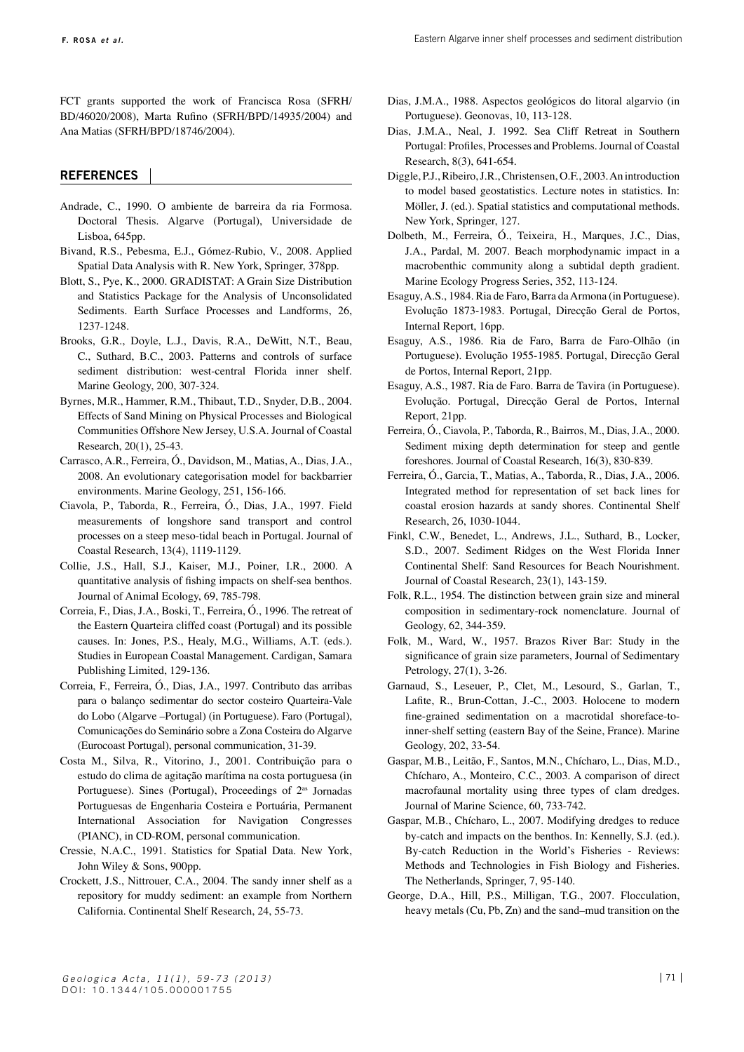FCT grants supported the work of Francisca Rosa (SFRH/BD/46020/2008), Marta Rufino (SFRH/BPD/14935/2004) and Ana Matias (SFRH/BPD/18746/2004).

## REFERENCES

Andrade, C., 1990. O ambiente de barreira da ria Formosa. Doctoral Thesis. Algarve (Portugal), Universidade de Lisboa, 645pp.

Bivand, R.S., Pebesma, E.J., Gómez-Rubio, V., 2008. Applied Spatial Data Analysis with R. New York, Springer, 378pp.

Blott, S., Pye, K., 2000. GRADISTAT: A Grain Size Distribution and Statistics Package for the Analysis of Unconsolidated Sediments. Earth Surface Processes and Landforms, 26, 1237-1248.

Brooks, G.R., Doyle, L.J., Davis, R.A., DeWitt, N.T., Beau, C., Suthard, B.C., 2003. Patterns and controls of surface sediment distribution: west-central Florida inner shelf. Marine Geology, 200, 307-324.

Byrnes, M.R., Hammer, R.M., Thibaut, T.D., Snyder, D.B., 2004. Effects of Sand Mining on Physical Processes and Biological Communities Offshore New Jersey, U.S.A. Journal of Coastal Research, 20(1), 25-43.

Carrasco, A.R., Ferreira, Ó., Davidson, M., Matias, A., Dias, J.A., 2008. An evolutionary categorisation model for backbarrier environments. Marine Geology, 251, 156-166.

Ciavola, P., Taborda, R., Ferreira, Ó., Dias, J.A., 1997. Field measurements of longshore sand transport and control processes on a steep meso-tidal beach in Portugal. Journal of Coastal Research, 13(4), 1119-1129.

Collie, J.S., Hall, S.J., Kaiser, M.J., Poiner, I.R., 2000. A quantitative analysis of fishing impacts on shelf-sea benthos. Journal of Animal Ecology, 69, 785-798.

Correia, F., Dias, J.A., Boski, T., Ferreira, Ó., 1996. The retreat of the Eastern Quarteira cliffed coast (Portugal) and its possible causes. In: Jones, P.S., Healy, M.G., Williams, A.T. (eds.). Studies in European Coastal Management. Cardigan, Samara Publishing Limited, 129-136.

Correia, F., Ferreira, Ó., Dias, J.A., 1997. Contributo das arribas para o balanço sedimentar do sector costeiro Quarteira-Vale do Lobo (Algarve –Portugal) (in Portuguese). Faro (Portugal), Comunicações do Seminário sobre a Zona Costeira do Algarve (Eurocoast Portugal), personal communication, 31-39.

Costa M., Silva, R., Vitorino, J., 2001. Contribuição para o estudo do clima de agitação marítima na costa portuguesa (in Portuguese). Sines (Portugal), Proceedings of 2as Jornadas Portuguesas de Engenharia Costeira e Portuária, Permanent International Association for Navigation Congresses (PIANC), in CD-ROM, personal communication.

Cressie, N.A.C., 1991. Statistics for Spatial Data. New York, John Wiley & Sons, 900pp.

Crockett, J.S., Nittrouer, C.A., 2004. The sandy inner shelf as a repository for muddy sediment: an example from Northern California. Continental Shelf Research, 24, 55-73.

Dias, J.M.A., 1988. Aspectos geológicos do litoral algarvio (in Portuguese). Geonovas, 10, 113-128.

Dias, J.M.A., Neal, J. 1992. Sea Cliff Retreat in Southern Portugal: Profiles, Processes and Problems. Journal of Coastal Research, 8(3), 641-654.

Diggle, P.J., Ribeiro, J.R., Christensen, O.F., 2003. An introduction to model based geostatistics. Lecture notes in statistics. In: Möller, J. (ed.). Spatial statistics and computational methods. New York, Springer, 127.

Dolbeth, M., Ferreira, Ó., Teixeira, H., Marques, J.C., Dias, J.A., Pardal, M. 2007. Beach morphodynamic impact in a macrobenthic community along a subtidal depth gradient. Marine Ecology Progress Series, 352, 113-124.

Esaguy, A.S., 1984. Ria de Faro, Barra da Armona (in Portuguese). Evolução 1873-1983. Portugal, Direcção Geral de Portos, Internal Report, 16pp.

Esaguy, A.S., 1986. Ria de Faro, Barra de Faro-Olhão (in Portuguese). Evolução 1955-1985. Portugal, Direcção Geral de Portos, Internal Report, 21pp.

Esaguy, A.S., 1987. Ria de Faro. Barra de Tavira (in Portuguese). Evolução. Portugal, Direcção Geral de Portos, Internal Report, 21pp.

Ferreira, Ó., Ciavola, P., Taborda, R., Bairros, M., Dias, J.A., 2000. Sediment mixing depth determination for steep and gentle foreshores. Journal of Coastal Research, 16(3), 830-839.

Ferreira, Ó., Garcia, T., Matias, A., Taborda, R., Dias, J.A., 2006. Integrated method for representation of set back lines for coastal erosion hazards at sandy shores. Continental Shelf Research, 26, 1030-1044.

Finkl, C.W., Benedet, L., Andrews, J.L., Suthard, B., Locker, S.D., 2007. Sediment Ridges on the West Florida Inner Continental Shelf: Sand Resources for Beach Nourishment. Journal of Coastal Research, 23(1), 143-159.

Folk, R.L., 1954. The distinction between grain size and mineral composition in sedimentary-rock nomenclature. Journal of Geology, 62, 344-359.

Folk, M., Ward, W., 1957. Brazos River Bar: Study in the significance of grain size parameters, Journal of Sedimentary Petrology, 27(1), 3-26.

Garnaud, S., Leseuer, P., Clet, M., Lesourd, S., Garlan, T., Lafite, R., Brun-Cottan, J.-C., 2003. Holocene to modern fine-grained sedimentation on a macrotidal shoreface-to-inner-shelf setting (eastern Bay of the Seine, France). Marine Geology, 202, 33-54.

Gaspar, M.B., Leitão, F., Santos, M.N., Chícharo, L., Dias, M.D., Chícharo, A., Monteiro, C.C., 2003. A comparison of direct macrofaunal mortality using three types of clam dredges. Journal of Marine Science, 60, 733-742.

Gaspar, M.B., Chícharo, L., 2007. Modifying dredges to reduce by-catch and impacts on the benthos. In: Kennelly, S.J. (ed.). By-catch Reduction in the World's Fisheries - Reviews: Methods and Technologies in Fish Biology and Fisheries. The Netherlands, Springer, 7, 95-140.

George, D.A., Hill, P.S., Milligan, T.G., 2007. Flocculation, heavy metals (Cu, Pb, Zn) and the sand–mud transition on the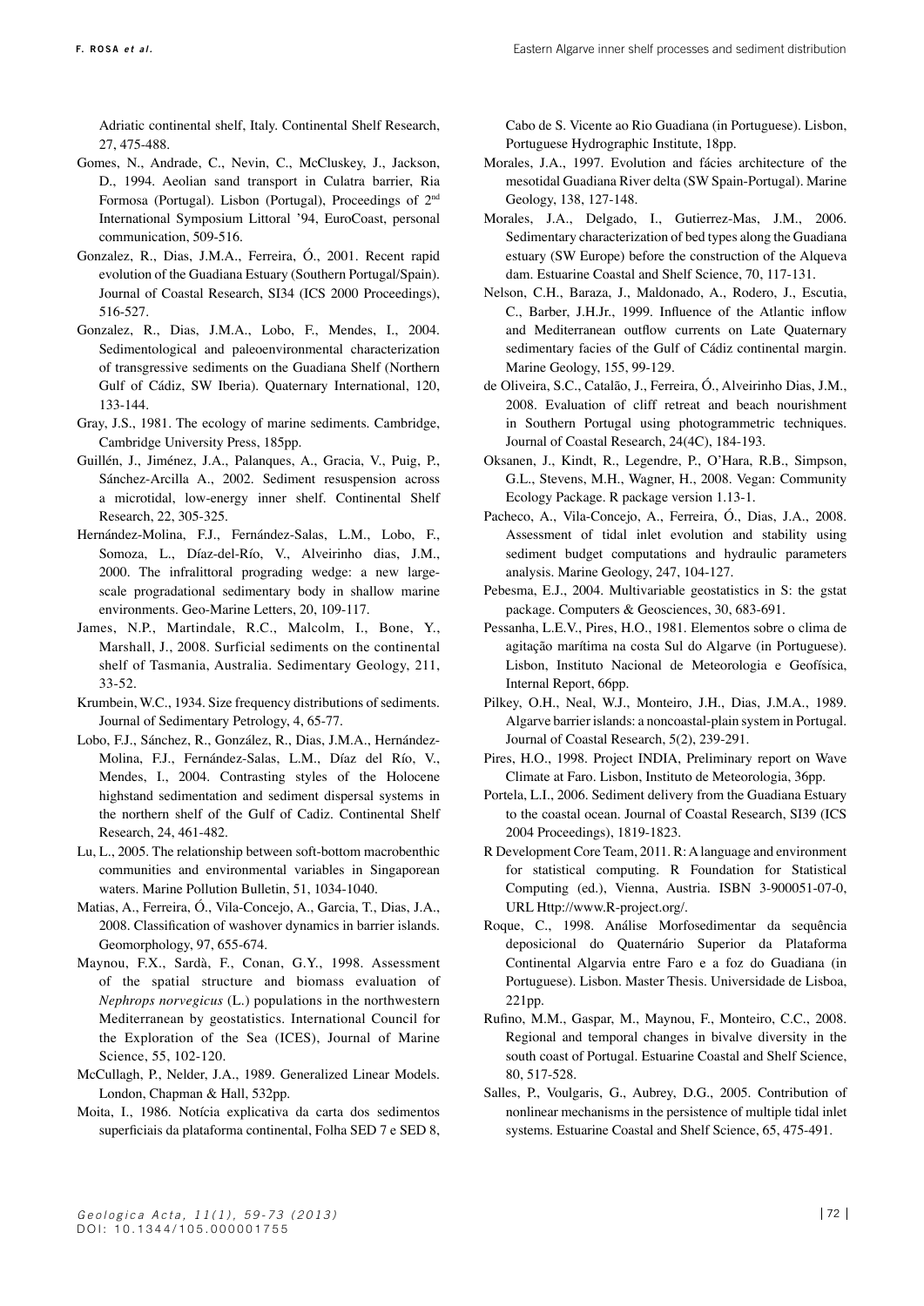Adriatic continental shelf, Italy. Continental Shelf Research, 27, 475-488.

Gomes, N., Andrade, C., Nevin, C., McCluskey, J., Jackson, D., 1994. Aeolian sand transport in Culatra barrier, Ria Formosa (Portugal). Lisbon (Portugal), Proceedings of 2nd International Symposium Littoral '94, EuroCoast, personal communication, 509-516.

Gonzalez, R., Dias, J.M.A., Ferreira, Ó., 2001. Recent rapid evolution of the Guadiana Estuary (Southern Portugal/Spain). Journal of Coastal Research, SI34 (ICS 2000 Proceedings), 516-527.

Gonzalez, R., Dias, J.M.A., Lobo, F., Mendes, I., 2004. Sedimentological and paleoenvironmental characterization of transgressive sediments on the Guadiana Shelf (Northern Gulf of Cádiz, SW Iberia). Quaternary International, 120, 133-144.

Gray, J.S., 1981. The ecology of marine sediments. Cambridge, Cambridge University Press, 185pp.

Guillén, J., Jiménez, J.A., Palanques, A., Gracia, V., Puig, P., Sánchez-Arcilla A., 2002. Sediment resuspension across a microtidal, low-energy inner shelf. Continental Shelf Research, 22, 305-325.

Hernández-Molina, F.J., Fernández-Salas, L.M., Lobo, F., Somoza, L., Díaz-del-Río, V., Alveirinho dias, J.M., 2000. The infralittoral prograding wedge: a new large-scale progradational sedimentary body in shallow marine environments. Geo-Marine Letters, 20, 109-117.

James, N.P., Martindale, R.C., Malcolm, I., Bone, Y., Marshall, J., 2008. Surficial sediments on the continental shelf of Tasmania, Australia. Sedimentary Geology, 211, 33-52.

Krumbein, W.C., 1934. Size frequency distributions of sediments. Journal of Sedimentary Petrology, 4, 65-77.

Lobo, F.J., Sánchez, R., González, R., Dias, J.M.A., Hernández-Molina, F.J., Fernández-Salas, L.M., Díaz del Río, V., Mendes, I., 2004. Contrasting styles of the Holocene highstand sedimentation and sediment dispersal systems in the northern shelf of the Gulf of Cadiz. Continental Shelf Research, 24, 461-482.

Lu, L., 2005. The relationship between soft-bottom macrobenthic communities and environmental variables in Singaporean waters. Marine Pollution Bulletin, 51, 1034-1040.

Matias, A., Ferreira, Ó., Vila-Concejo, A., Garcia, T., Dias, J.A., 2008. Classification of washover dynamics in barrier islands. Geomorphology, 97, 655-674.

Maynou, F.X., Sardà, F., Conan, G.Y., 1998. Assessment of the spatial structure and biomass evaluation of *Nephrops norvegicus* (L.) populations in the northwestern Mediterranean by geostatistics. International Council for the Exploration of the Sea (ICES), Journal of Marine Science, 55, 102-120.

McCullagh, P., Nelder, J.A., 1989. Generalized Linear Models. London, Chapman & Hall, 532pp.

Moita, I., 1986. Notícia explicativa da carta dos sedimentos superficiais da plataforma continental, Folha SED 7 e SED 8, Cabo de S. Vicente ao Rio Guadiana (in Portuguese). Lisbon, Portuguese Hydrographic Institute, 18pp.

Morales, J.A., 1997. Evolution and fácies architecture of the mesotidal Guadiana River delta (SW Spain-Portugal). Marine Geology, 138, 127-148.

Morales, J.A., Delgado, I., Gutierrez-Mas, J.M., 2006. Sedimentary characterization of bed types along the Guadiana estuary (SW Europe) before the construction of the Alqueva dam. Estuarine Coastal and Shelf Science, 70, 117-131.

Nelson, C.H., Baraza, J., Maldonado, A., Rodero, J., Escutia, C., Barber, J.H.Jr., 1999. Influence of the Atlantic inflow and Mediterranean outflow currents on Late Quaternary sedimentary facies of the Gulf of Cádiz continental margin. Marine Geology, 155, 99-129.

de Oliveira, S.C., Catalão, J., Ferreira, Ó., Alveirinho Dias, J.M., 2008. Evaluation of cliff retreat and beach nourishment in Southern Portugal using photogrammetric techniques. Journal of Coastal Research, 24(4C), 184-193.

Oksanen, J., Kindt, R., Legendre, P., O'Hara, R.B., Simpson, G.L., Stevens, M.H., Wagner, H., 2008. Vegan: Community Ecology Package. R package version 1.13-1.

Pacheco, A., Vila-Concejo, A., Ferreira, Ó., Dias, J.A., 2008. Assessment of tidal inlet evolution and stability using sediment budget computations and hydraulic parameters analysis. Marine Geology, 247, 104-127.

Pebesma, E.J., 2004. Multivariable geostatistics in S: the gstat package. Computers & Geosciences, 30, 683-691.

Pessanha, L.E.V., Pires, H.O., 1981. Elementos sobre o clima de agitação marítima na costa Sul do Algarve (in Portuguese). Lisbon, Instituto Nacional de Meteorologia e Geofísica, Internal Report, 66pp.

Pilkey, O.H., Neal, W.J., Monteiro, J.H., Dias, J.M.A., 1989. Algarve barrier islands: a noncoastal-plain system in Portugal. Journal of Coastal Research, 5(2), 239-291.

Pires, H.O., 1998. Project INDIA, Preliminary report on Wave Climate at Faro. Lisbon, Instituto de Meteorologia, 36pp.

Portela, L.I., 2006. Sediment delivery from the Guadiana Estuary to the coastal ocean. Journal of Coastal Research, SI39 (ICS 2004 Proceedings), 1819-1823.

R Development Core Team, 2011. R: A language and environment for statistical computing. R Foundation for Statistical Computing (ed.), Vienna, Austria. ISBN 3-900051-07-0, URL Http://www.R-project.org/.

Roque, C., 1998. Análise Morfosedimentar da sequência deposicional do Quaternário Superior da Plataforma Continental Algarvia entre Faro e a foz do Guadiana (in Portuguese). Lisbon. Master Thesis. Universidade de Lisboa, 221pp.

Rufino, M.M., Gaspar, M., Maynou, F., Monteiro, C.C., 2008. Regional and temporal changes in bivalve diversity in the south coast of Portugal. Estuarine Coastal and Shelf Science, 80, 517-528.

Salles, P., Voulgaris, G., Aubrey, D.G., 2005. Contribution of nonlinear mechanisms in the persistence of multiple tidal inlet systems. Estuarine Coastal and Shelf Science, 65, 475-491.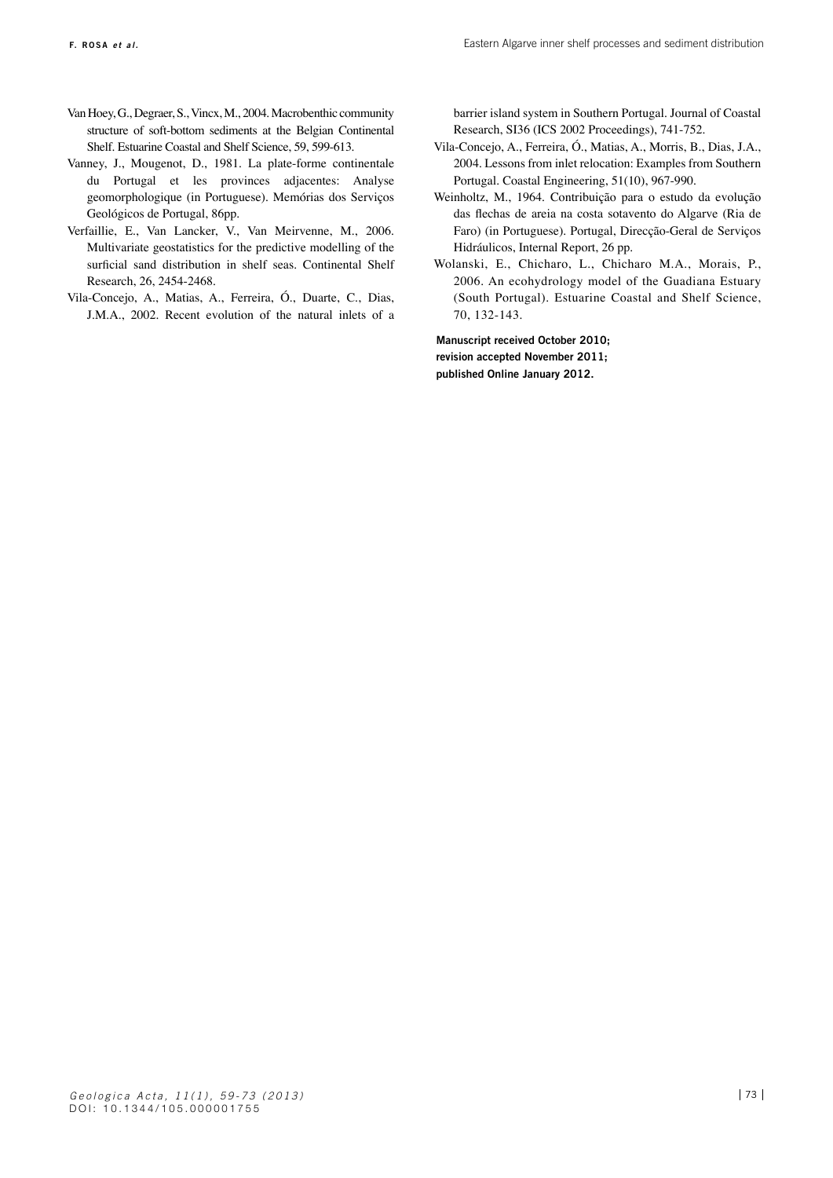Van Hoey, G., Degraer, S., Vincx, M., 2004. Macrobenthic community structure of soft-bottom sediments at the Belgian Continental Shelf. Estuarine Coastal and Shelf Science, 59, 599-613.

Vanney, J., Mougenot, D., 1981. La plate-forme continentale du Portugal et les provinces adjacentes: Analyse geomorphologique (in Portuguese). Memórias dos Serviços Geológicos de Portugal, 86pp.

Verfaillie, E., Van Lancker, V., Van Meirvenne, M., 2006. Multivariate geostatistics for the predictive modelling of the surficial sand distribution in shelf seas. Continental Shelf Research, 26, 2454-2468.

Vila-Concejo, A., Matias, A., Ferreira, Ó., Duarte, C., Dias, J.M.A., 2002. Recent evolution of the natural inlets of a barrier island system in Southern Portugal. Journal of Coastal Research, SI36 (ICS 2002 Proceedings), 741-752.

Vila-Concejo, A., Ferreira, Ó., Matias, A., Morris, B., Dias, J.A., 2004. Lessons from inlet relocation: Examples from Southern Portugal. Coastal Engineering, 51(10), 967-990.

Weinholtz, M., 1964. Contribuição para o estudo da evolução das flechas de areia na costa sotavento do Algarve (Ria de Faro) (in Portuguese). Portugal, Direcção-Geral de Serviços Hidráulicos, Internal Report, 26 pp.

Wolanski, E., Chicharo, L., Chicharo M.A., Morais, P., 2006. An ecohydrology model of the Guadiana Estuary (South Portugal). Estuarine Coastal and Shelf Science, 70, 132-143.

**Manuscript received October 2010;**
**revision accepted November 2011;**
**published Online January 2012.**